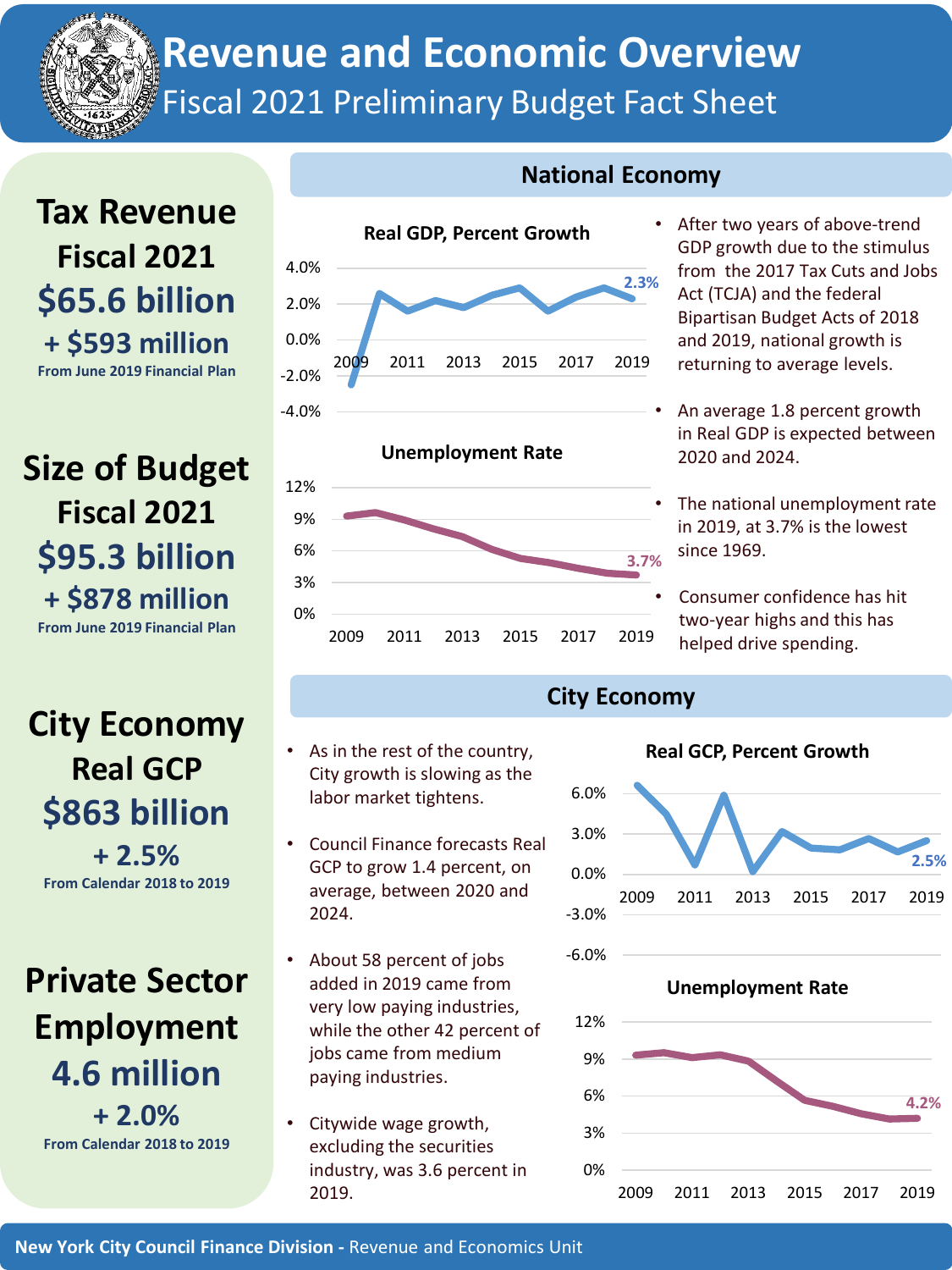# Revenue and Economic Overview

## Fiscal 2021 Preliminary Budget Fact Sheet

**Tax Revenue Fiscal 2021**

**$65.6 billion**

**+ $593 million**

From June 2019 Financial Plan

**Size of Budget Fiscal 2021**

**$95.3 billion**

**+ $878 million**

From June 2019 Financial Plan

**City Economy Real GCP**

**$863 billion**

**+ 2.5%**

From Calendar 2018 to 2019

**Private Sector Employment**

**4.6 million**

**+ 2.0%**

From Calendar 2018 to 2019

## National Economy

**Real GDP, Percent Growth**

**Unemployment Rate**

- After two years of above-trend GDP growth due to the stimulus from the 2017 Tax Cuts and Jobs Act (TCJA) and the federal Bipartisan Budget Acts of 2018 and 2019, national growth is returning to average levels.
- An average 1.8 percent growth in Real GDP is expected between 2020 and 2024.
- The national unemployment rate in 2019, at 3.7% is the lowest since 1969.
- Consumer confidence has hit two-year highs and this has helped drive spending.

## City Economy

- As in the rest of the country, City growth is slowing as the labor market tightens.
- Council Finance forecasts Real GCP to grow 1.4 percent, on average, between 2020 and 2024.
- About 58 percent of jobs added in 2019 came from very low paying industries, while the other 42 percent of jobs came from medium paying industries.
- Citywide wage growth, excluding the securities industry, was 3.6 percent in 2019.

**Real GCP, Percent Growth**

**Unemployment Rate**

**New York City Council Finance Division** - Revenue and Economics Unit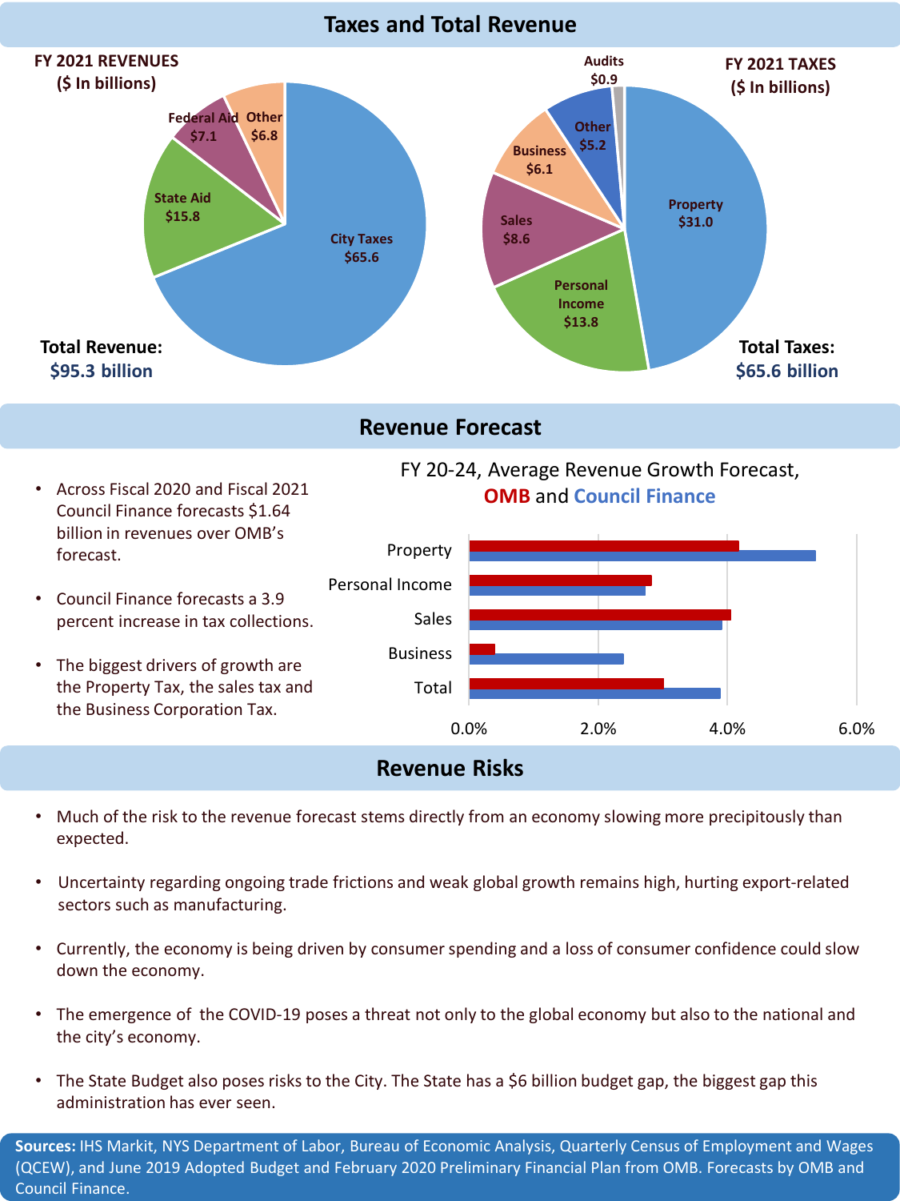## Taxes and Total Revenue

**FY 2021 REVENUES**
**($ In billions)**

City Taxes
$65.6

State Aid
$15.8

Federal Aid
$7.1

Other
$6.8

**Total Revenue:**
**$95.3 billion**

**FY 2021 TAXES**
**($ In billions)**

Property
$31.0

Personal Income
$13.8

Sales
$8.6

Business
$6.1

Other
$5.2

Audits
$0.9

**Total Taxes:**
**$65.6 billion**

## Revenue Forecast

- Across Fiscal 2020 and Fiscal 2021 Council Finance forecasts $1.64 billion in revenues over OMB's forecast.
- Council Finance forecasts a 3.9 percent increase in tax collections.
- The biggest drivers of growth are the Property Tax, the sales tax and the Business Corporation Tax.

FY 20-24, Average Revenue Growth Forecast, OMB and Council Finance

Property
Personal Income
Sales
Business
Total

0.0%
2.0%
4.0%
6.0%

## Revenue Risks

- Much of the risk to the revenue forecast stems directly from an economy slowing more precipitously than expected.
- Uncertainty regarding ongoing trade frictions and weak global growth remains high, hurting export-related sectors such as manufacturing.
- Currently, the economy is being driven by consumer spending and a loss of consumer confidence could slow down the economy.
- The emergence of the COVID-19 poses a threat not only to the global economy but also to the national and the city's economy.
- The State Budget also poses risks to the City. The State has a $6 billion budget gap, the biggest gap this administration has ever seen.

**Sources:** IHS Markit, NYS Department of Labor, Bureau of Economic Analysis, Quarterly Census of Employment and Wages (QCEW), and June 2019 Adopted Budget and February 2020 Preliminary Financial Plan from OMB. Forecasts by OMB and Council Finance.